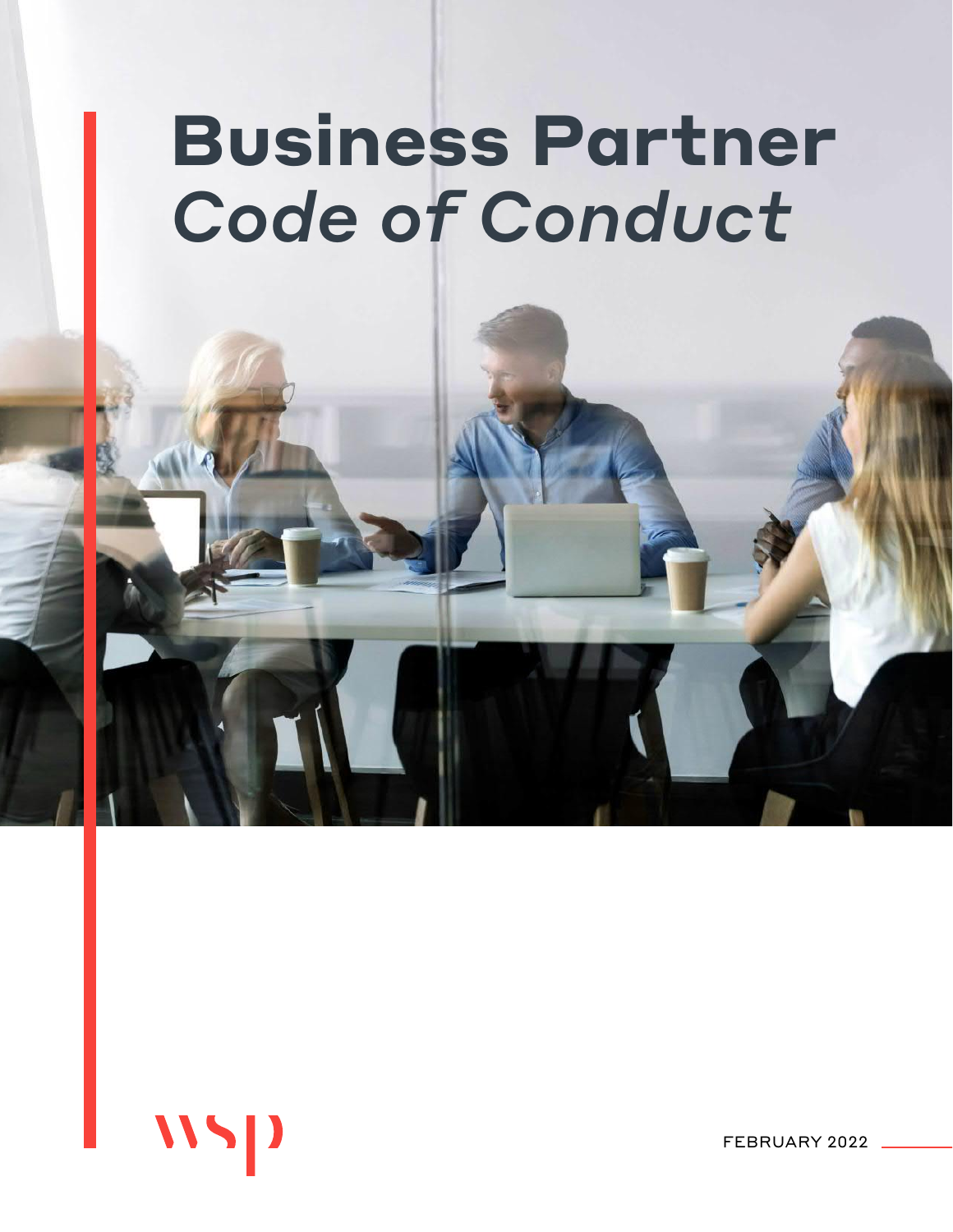# **Business Partner** *Code of Conduct*

wsp

FEBRUARY 2022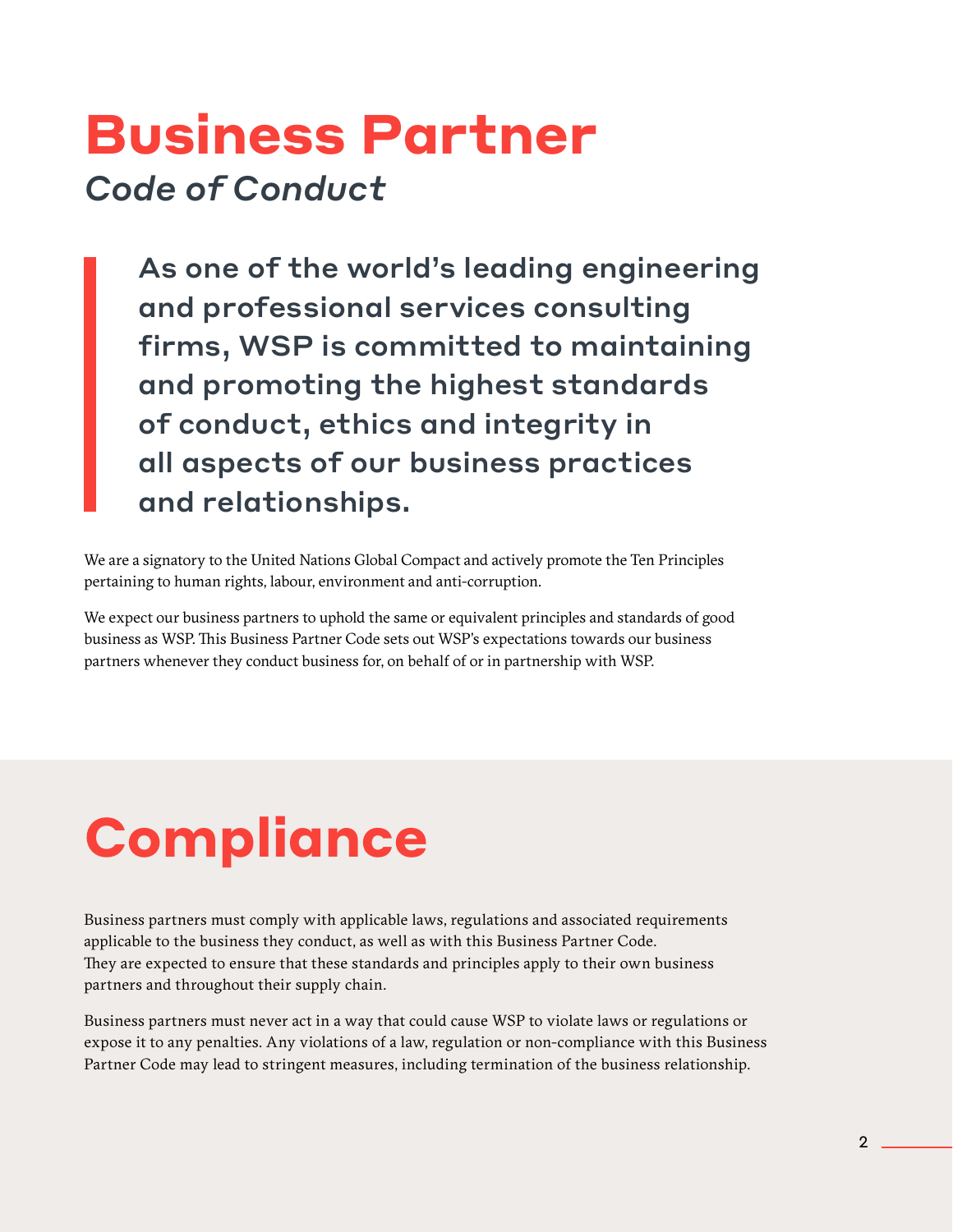# Business Partner

## *Code of Conduct*

> **As one of the world's leading engineering and professional services consulting firms, WSP is committed to maintaining and promoting the highest standards of conduct, ethics and integrity in all aspects of our business practices and relationships.**

We are a signatory to the United Nations Global Compact and actively promote the Ten Principles pertaining to human rights, labour, environment and anti-corruption.

We expect our business partners to uphold the same or equivalent principles and standards of good business as WSP. This Business Partner Code sets out WSP's expectations towards our business partners whenever they conduct business for, on behalf of or in partnership with WSP.

# Compliance

Business partners must comply with applicable laws, regulations and associated requirements applicable to the business they conduct, as well as with this Business Partner Code. They are expected to ensure that these standards and principles apply to their own business partners and throughout their supply chain.

Business partners must never act in a way that could cause WSP to violate laws or regulations or expose it to any penalties. Any violations of a law, regulation or non-compliance with this Business Partner Code may lead to stringent measures, including termination of the business relationship.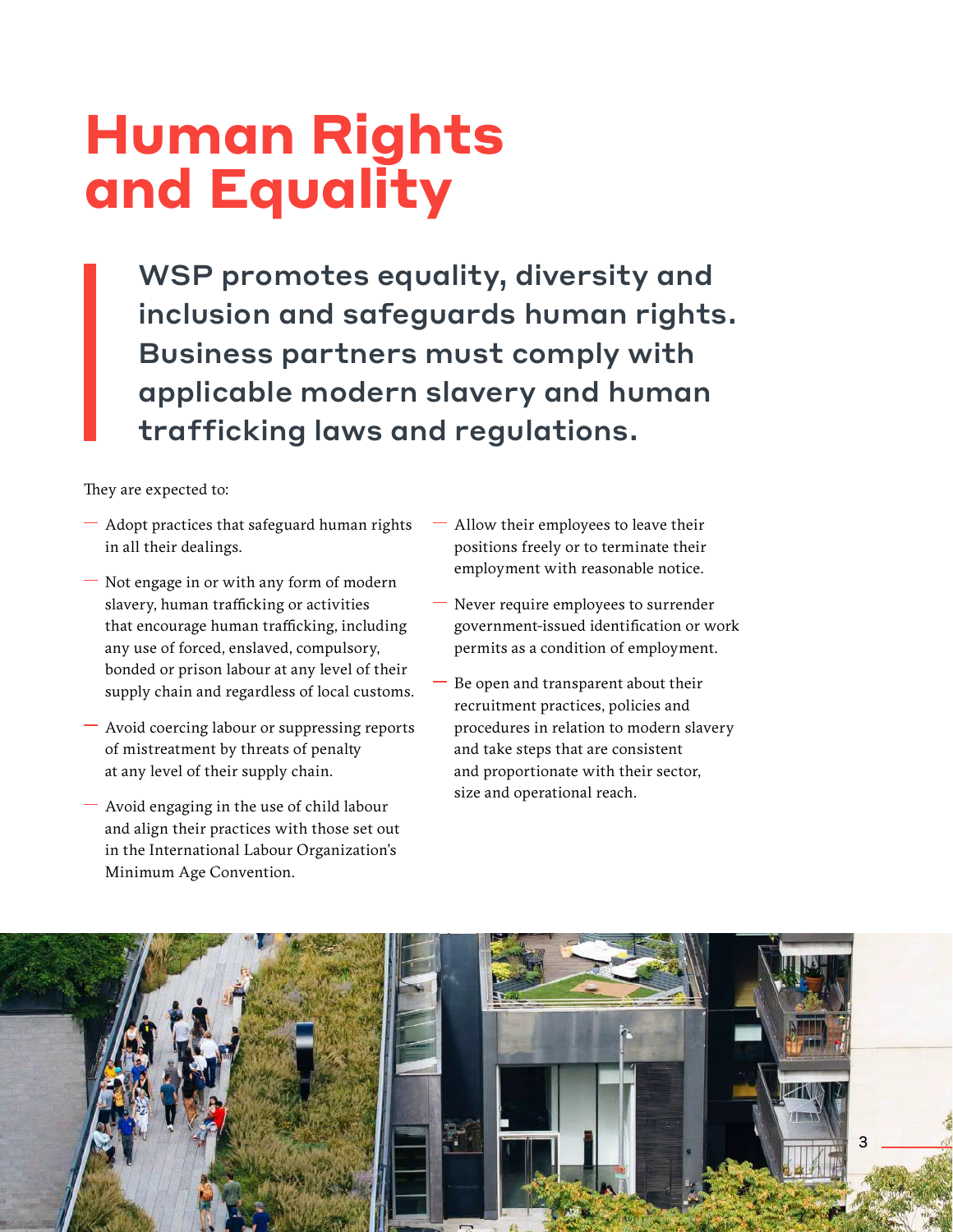# Human Rights and Equality

**WSP promotes equality, diversity and inclusion and safeguards human rights. Business partners must comply with applicable modern slavery and human trafficking laws and regulations.**

They are expected to:

- Adopt practices that safeguard human rights in all their dealings.
- Not engage in or with any form of modern slavery, human trafficking or activities that encourage human trafficking, including any use of forced, enslaved, compulsory, bonded or prison labour at any level of their supply chain and regardless of local customs.
- Avoid coercing labour or suppressing reports of mistreatment by threats of penalty at any level of their supply chain.
- Avoid engaging in the use of child labour and align their practices with those set out in the International Labour Organization's Minimum Age Convention.
- Allow their employees to leave their positions freely or to terminate their employment with reasonable notice.
- Never require employees to surrender government-issued identification or work permits as a condition of employment.
- Be open and transparent about their recruitment practices, policies and procedures in relation to modern slavery and take steps that are consistent and proportionate with their sector, size and operational reach.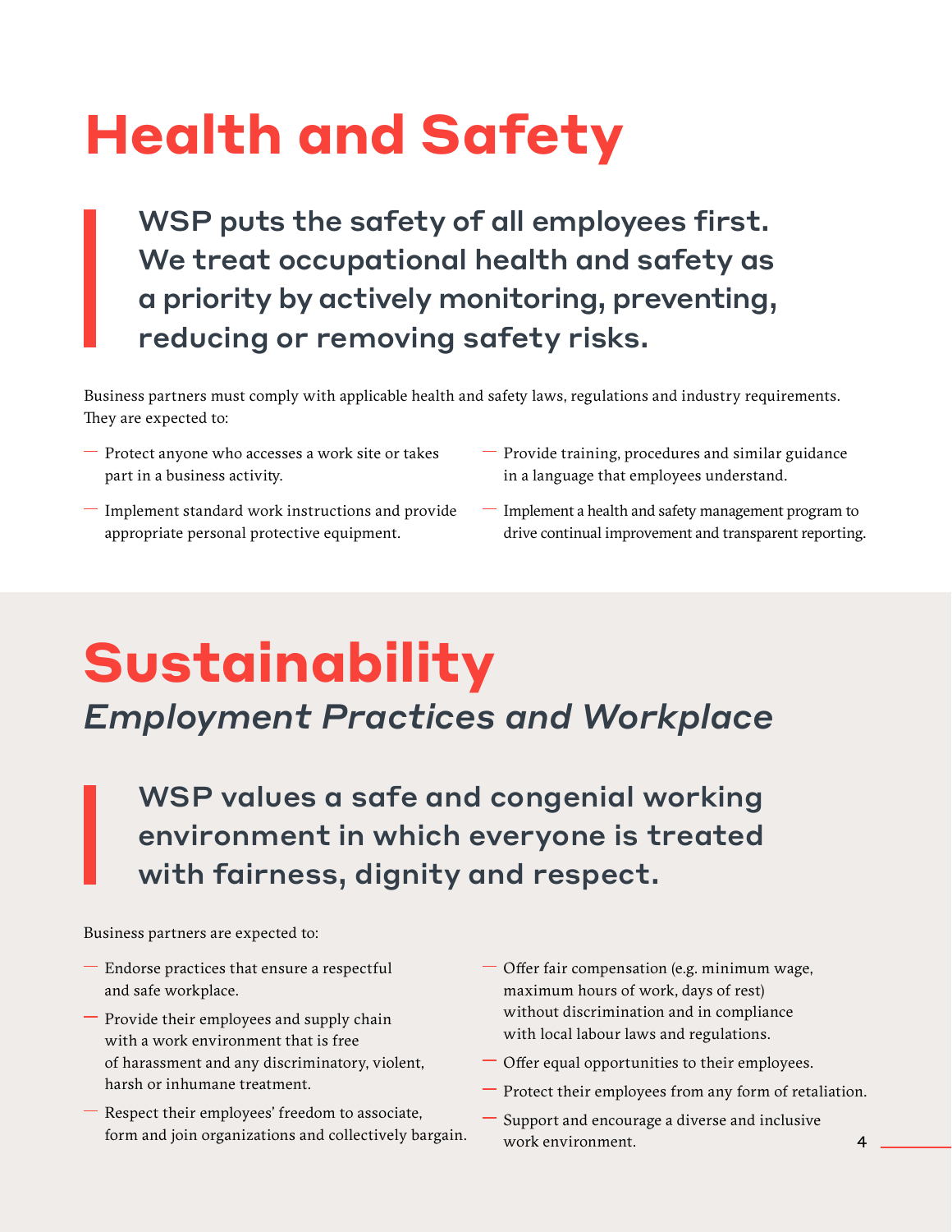# Health and Safety

> **WSP puts the safety of all employees first. We treat occupational health and safety as a priority by actively monitoring, preventing, reducing or removing safety risks.**

Business partners must comply with applicable health and safety laws, regulations and industry requirements. They are expected to:

- Protect anyone who accesses a work site or takes part in a business activity.
- Implement standard work instructions and provide appropriate personal protective equipment.
- Provide training, procedures and similar guidance in a language that employees understand.
- Implement a health and safety management program to drive continual improvement and transparent reporting.

# Sustainability

## *Employment Practices and Workplace*

> **WSP values a safe and congenial working environment in which everyone is treated with fairness, dignity and respect.**

Business partners are expected to:

- Endorse practices that ensure a respectful and safe workplace.
- Provide their employees and supply chain with a work environment that is free of harassment and any discriminatory, violent, harsh or inhumane treatment.
- Respect their employees' freedom to associate, form and join organizations and collectively bargain.
- Offer fair compensation (e.g. minimum wage, maximum hours of work, days of rest) without discrimination and in compliance with local labour laws and regulations.
- Offer equal opportunities to their employees.
- Protect their employees from any form of retaliation.
- Support and encourage a diverse and inclusive work environment.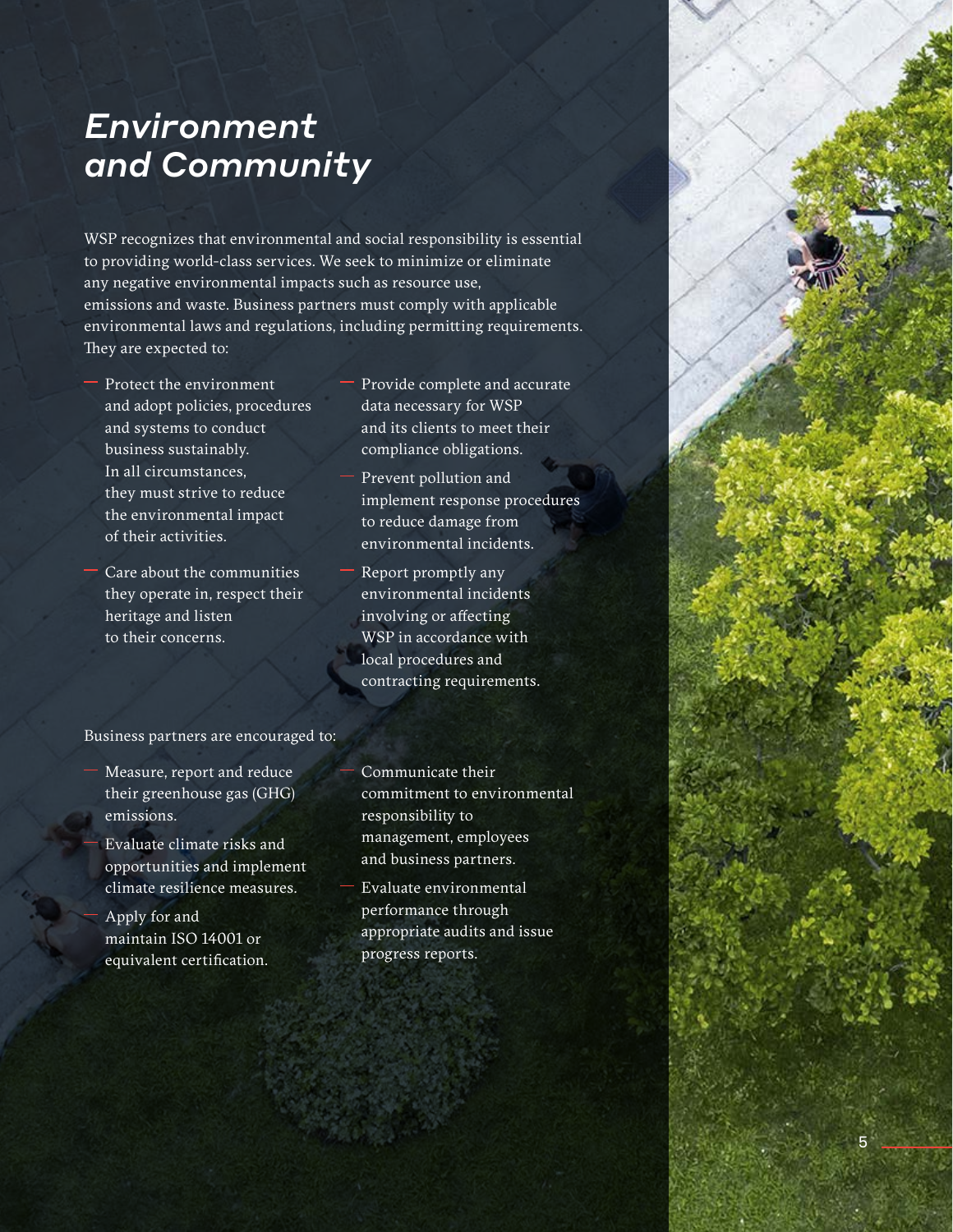# *Environment and Community*

WSP recognizes that environmental and social responsibility is essential to providing world-class services. We seek to minimize or eliminate any negative environmental impacts such as resource use, emissions and waste. Business partners must comply with applicable environmental laws and regulations, including permitting requirements. They are expected to:

- Protect the environment and adopt policies, procedures and systems to conduct business sustainably. In all circumstances, they must strive to reduce the environmental impact of their activities.
- Care about the communities they operate in, respect their heritage and listen to their concerns.
- Provide complete and accurate data necessary for WSP and its clients to meet their compliance obligations.
- Prevent pollution and implement response procedures to reduce damage from environmental incidents.
- Report promptly any environmental incidents involving or affecting WSP in accordance with local procedures and contracting requirements.

Business partners are encouraged to:

- Measure, report and reduce their greenhouse gas (GHG) emissions.
- Evaluate climate risks and opportunities and implement climate resilience measures.
- Apply for and maintain ISO 14001 or equivalent certification.
- Communicate their commitment to environmental responsibility to management, employees and business partners.
- Evaluate environmental performance through appropriate audits and issue progress reports.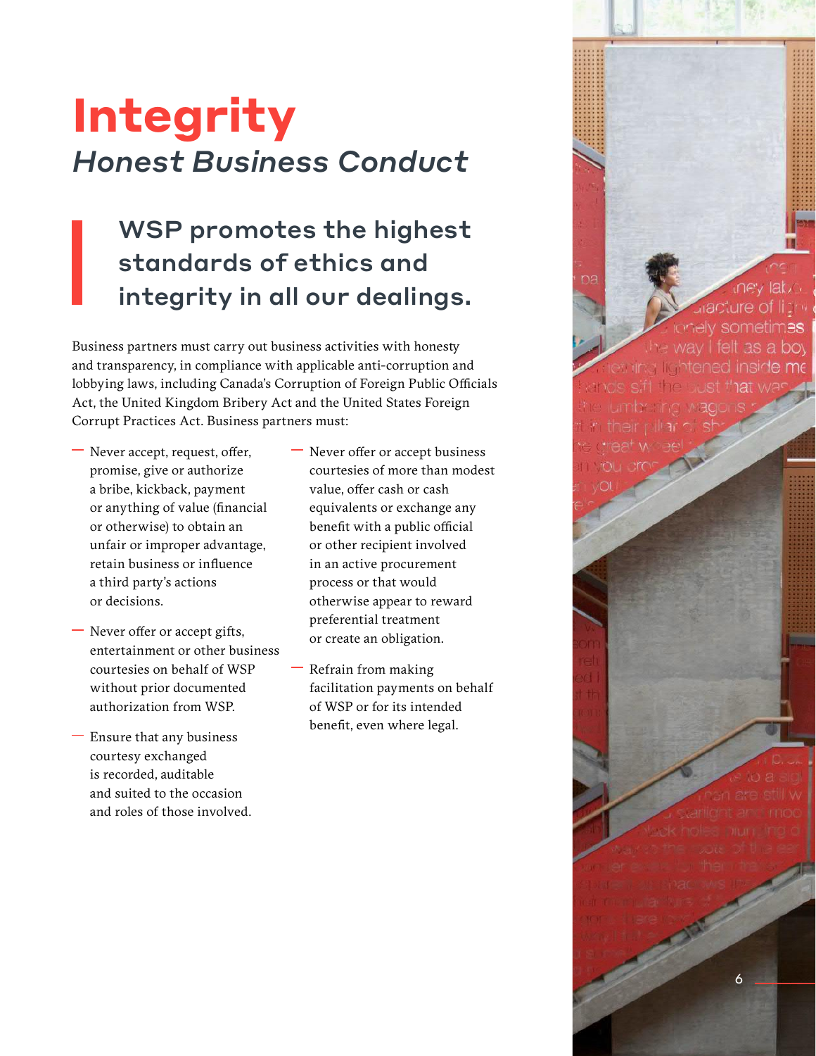# Integrity

## *Honest Business Conduct*

### WSP promotes the highest standards of ethics and integrity in all our dealings.

Business partners must carry out business activities with honesty and transparency, in compliance with applicable anti-corruption and lobbying laws, including Canada's Corruption of Foreign Public Officials Act, the United Kingdom Bribery Act and the United States Foreign Corrupt Practices Act. Business partners must:

- Never accept, request, offer, promise, give or authorize a bribe, kickback, payment or anything of value (financial or otherwise) to obtain an unfair or improper advantage, retain business or influence a third party's actions or decisions.
- Never offer or accept gifts, entertainment or other business courtesies on behalf of WSP without prior documented authorization from WSP.
- Ensure that any business courtesy exchanged is recorded, auditable and suited to the occasion and roles of those involved.
- Never offer or accept business courtesies of more than modest value, offer cash or cash equivalents or exchange any benefit with a public official or other recipient involved in an active procurement process or that would otherwise appear to reward preferential treatment or create an obligation.
- Refrain from making facilitation payments on behalf of WSP or for its intended benefit, even where legal.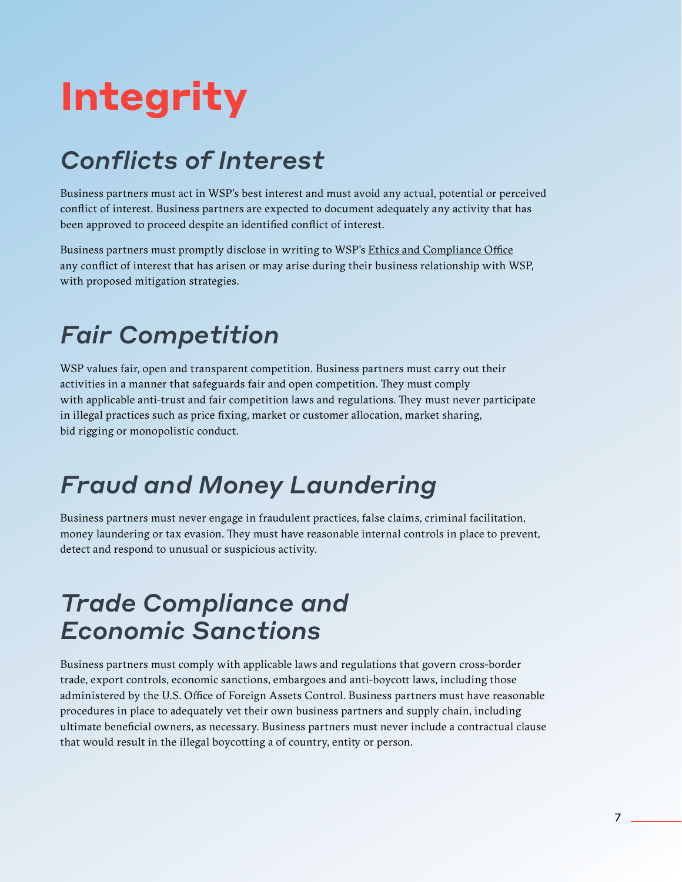# Integrity

## *Conflicts of Interest*

Business partners must act in WSP's best interest and must avoid any actual, potential or perceived conflict of interest. Business partners are expected to document adequately any activity that has been approved to proceed despite an identified conflict of interest.

Business partners must promptly disclose in writing to WSP's Ethics and Compliance Office any conflict of interest that has arisen or may arise during their business relationship with WSP, with proposed mitigation strategies.

## *Fair Competition*

WSP values fair, open and transparent competition. Business partners must carry out their activities in a manner that safeguards fair and open competition. They must comply with applicable anti-trust and fair competition laws and regulations. They must never participate in illegal practices such as price fixing, market or customer allocation, market sharing, bid rigging or monopolistic conduct.

## *Fraud and Money Laundering*

Business partners must never engage in fraudulent practices, false claims, criminal facilitation, money laundering or tax evasion. They must have reasonable internal controls in place to prevent, detect and respond to unusual or suspicious activity.

## *Trade Compliance and Economic Sanctions*

Business partners must comply with applicable laws and regulations that govern cross-border trade, export controls, economic sanctions, embargoes and anti-boycott laws, including those administered by the U.S. Office of Foreign Assets Control. Business partners must have reasonable procedures in place to adequately vet their own business partners and supply chain, including ultimate beneficial owners, as necessary. Business partners must never include a contractual clause that would result in the illegal boycotting a of country, entity or person.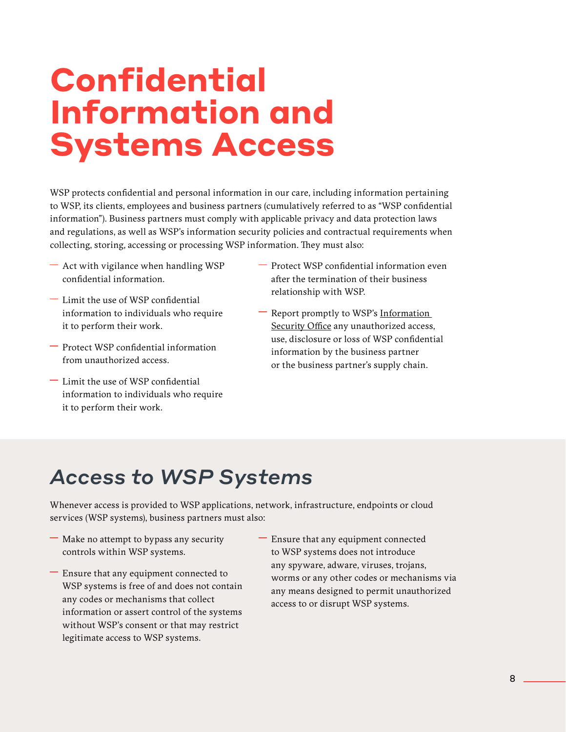# Confidential Information and Systems Access

WSP protects confidential and personal information in our care, including information pertaining to WSP, its clients, employees and business partners (cumulatively referred to as "WSP confidential information"). Business partners must comply with applicable privacy and data protection laws and regulations, as well as WSP's information security policies and contractual requirements when collecting, storing, accessing or processing WSP information. They must also:

- Act with vigilance when handling WSP confidential information.
- Limit the use of WSP confidential information to individuals who require it to perform their work.
- Protect WSP confidential information from unauthorized access.
- Limit the use of WSP confidential information to individuals who require it to perform their work.
- Protect WSP confidential information even after the termination of their business relationship with WSP.
- Report promptly to WSP's Information Security Office any unauthorized access, use, disclosure or loss of WSP confidential information by the business partner or the business partner's supply chain.

## *Access to WSP Systems*

Whenever access is provided to WSP applications, network, infrastructure, endpoints or cloud services (WSP systems), business partners must also:

- Make no attempt to bypass any security controls within WSP systems.
- Ensure that any equipment connected to WSP systems is free of and does not contain any codes or mechanisms that collect information or assert control of the systems without WSP's consent or that may restrict legitimate access to WSP systems.
- Ensure that any equipment connected to WSP systems does not introduce any spyware, adware, viruses, trojans, worms or any other codes or mechanisms via any means designed to permit unauthorized access to or disrupt WSP systems.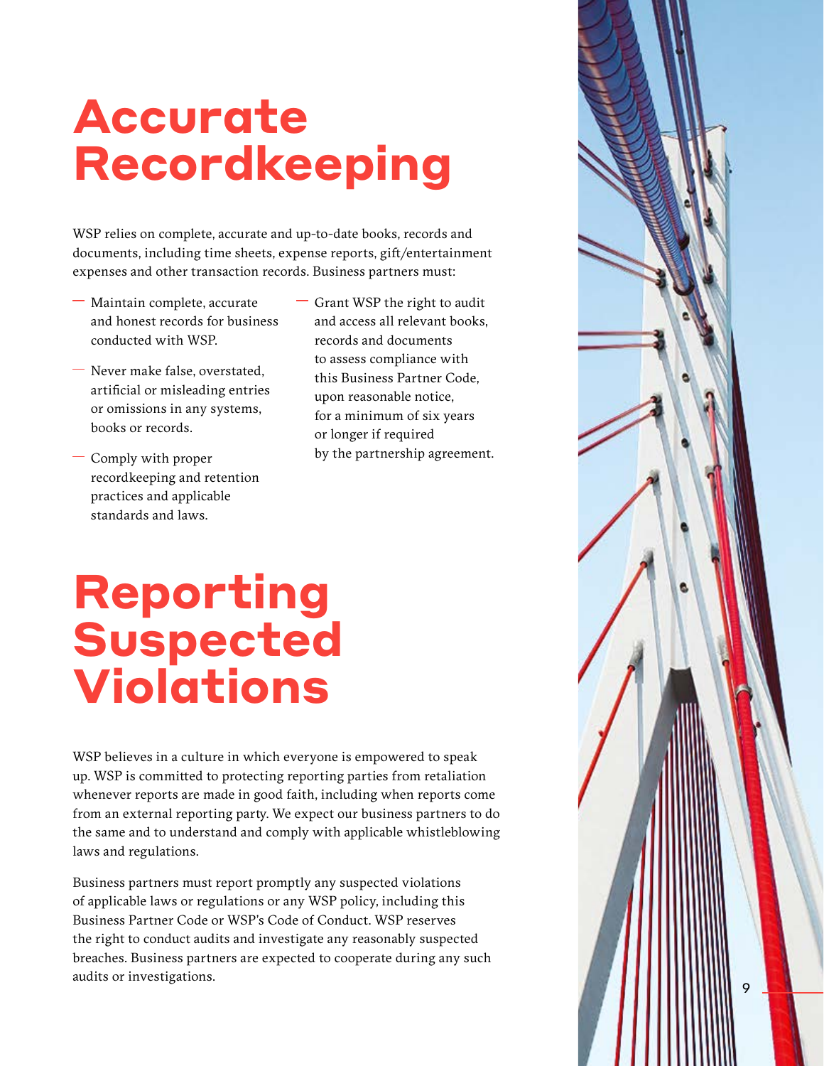# Accurate Recordkeeping

WSP relies on complete, accurate and up-to-date books, records and documents, including time sheets, expense reports, gift/entertainment expenses and other transaction records. Business partners must:

- Maintain complete, accurate and honest records for business conducted with WSP.
- Never make false, overstated, artificial or misleading entries or omissions in any systems, books or records.
- Comply with proper recordkeeping and retention practices and applicable standards and laws.
- Grant WSP the right to audit and access all relevant books, records and documents to assess compliance with this Business Partner Code, upon reasonable notice, for a minimum of six years or longer if required by the partnership agreement.

# Reporting Suspected Violations

WSP believes in a culture in which everyone is empowered to speak up. WSP is committed to protecting reporting parties from retaliation whenever reports are made in good faith, including when reports come from an external reporting party. We expect our business partners to do the same and to understand and comply with applicable whistleblowing laws and regulations.

Business partners must report promptly any suspected violations of applicable laws or regulations or any WSP policy, including this Business Partner Code or WSP's Code of Conduct. WSP reserves the right to conduct audits and investigate any reasonably suspected breaches. Business partners are expected to cooperate during any such audits or investigations.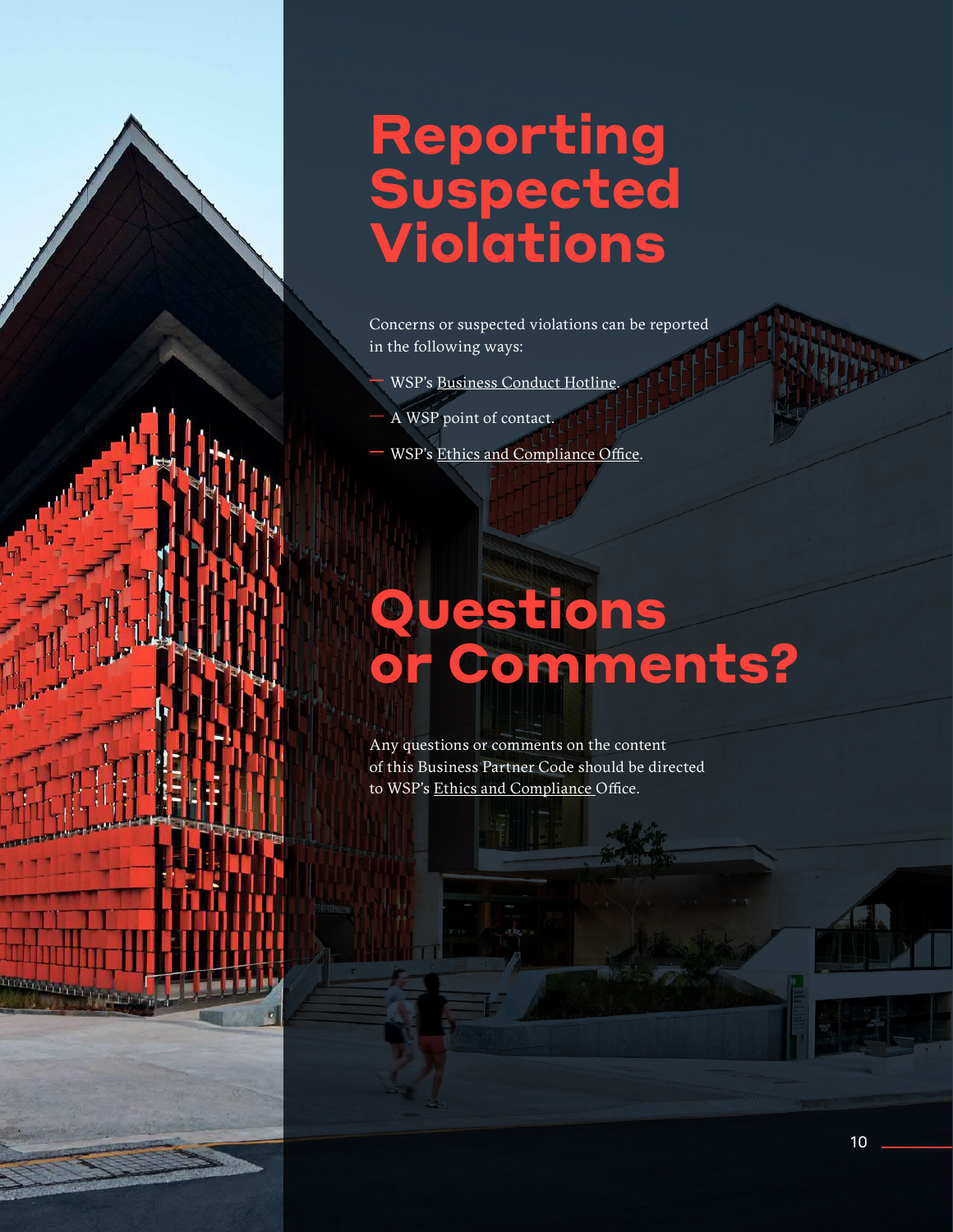# Reporting Suspected Violations

Concerns or suspected violations can be reported in the following ways:

- WSP's Business Conduct Hotline.
- A WSP point of contact.
- WSP's Ethics and Compliance Office.

# Questions or Comments?

Any questions or comments on the content of this Business Partner Code should be directed to WSP's Ethics and Compliance Office.